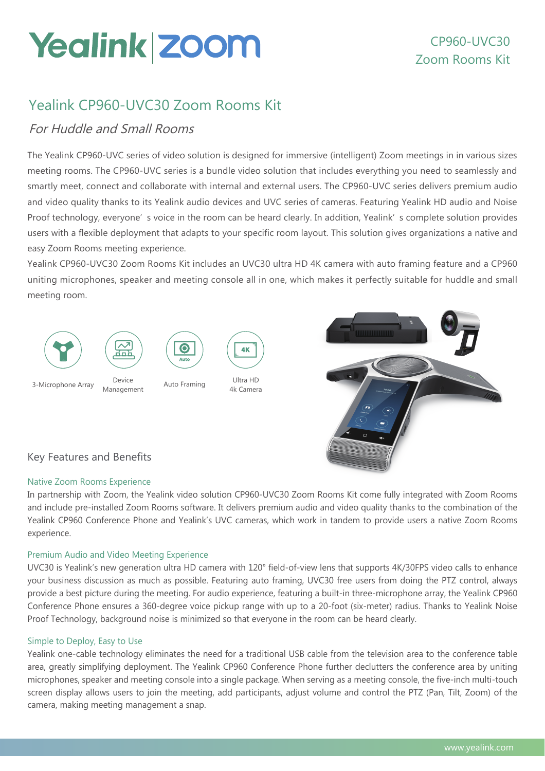# Yealink | zoom

CP960-UVC30
Zoom Rooms Kit

## Yealink CP960-UVC30 Zoom Rooms Kit

### *For Huddle and Small Rooms*

The Yealink CP960-UVC series of video solution is designed for immersive (intelligent) Zoom meetings in in various sizes meeting rooms. The CP960-UVC series is a bundle video solution that includes everything you need to seamlessly and smartly meet, connect and collaborate with internal and external users. The CP960-UVC series delivers premium audio and video quality thanks to its Yealink audio devices and UVC series of cameras. Featuring Yealink HD audio and Noise Proof technology, everyone' s voice in the room can be heard clearly. In addition, Yealink' s complete solution provides users with a flexible deployment that adapts to your specific room layout. This solution gives organizations a native and easy Zoom Rooms meeting experience.

Yealink CP960-UVC30 Zoom Rooms Kit includes an UVC30 ultra HD 4K camera with auto framing feature and a CP960 uniting microphones, speaker and meeting console all in one, which makes it perfectly suitable for huddle and small meeting room.

3-Microphone Array | Device Management | Auto Framing | Ultra HD 4k Camera

## Key Features and Benefits

### Native Zoom Rooms Experience

In partnership with Zoom, the Yealink video solution CP960-UVC30 Zoom Rooms Kit come fully integrated with Zoom Rooms and include pre-installed Zoom Rooms software. It delivers premium audio and video quality thanks to the combination of the Yealink CP960 Conference Phone and Yealink's UVC cameras, which work in tandem to provide users a native Zoom Rooms experience.

### Premium Audio and Video Meeting Experience

UVC30 is Yealink's new generation ultra HD camera with 120° field-of-view lens that supports 4K/30FPS video calls to enhance your business discussion as much as possible. Featuring auto framing, UVC30 free users from doing the PTZ control, always provide a best picture during the meeting. For audio experience, featuring a built-in three-microphone array, the Yealink CP960 Conference Phone ensures a 360-degree voice pickup range with up to a 20-foot (six-meter) radius. Thanks to Yealink Noise Proof Technology, background noise is minimized so that everyone in the room can be heard clearly.

### Simple to Deploy, Easy to Use

Yealink one-cable technology eliminates the need for a traditional USB cable from the television area to the conference table area, greatly simplifying deployment. The Yealink CP960 Conference Phone further declutters the conference area by uniting microphones, speaker and meeting console into a single package. When serving as a meeting console, the five-inch multi-touch screen display allows users to join the meeting, add participants, adjust volume and control the PTZ (Pan, Tilt, Zoom) of the camera, making meeting management a snap.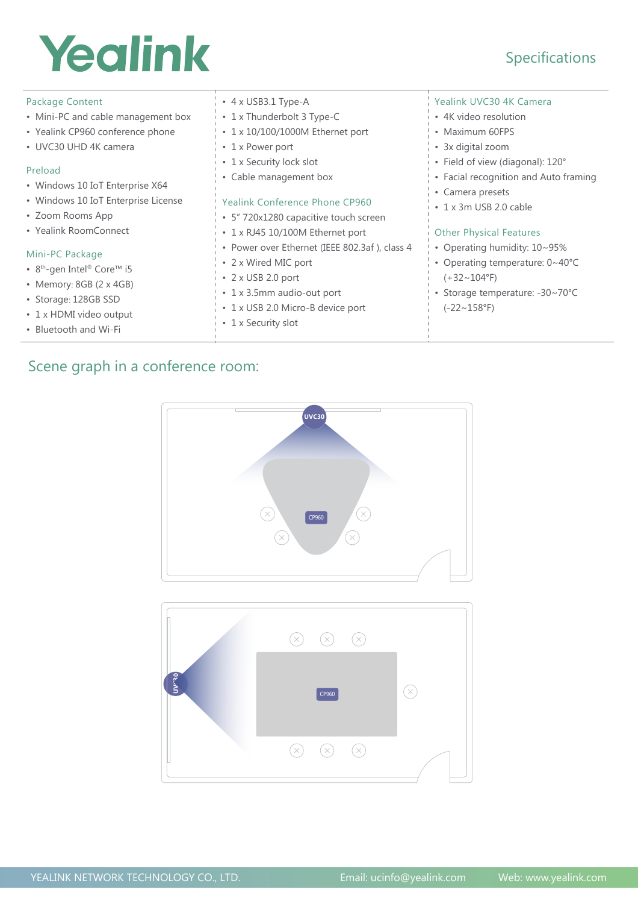# Yealink

## Specifications

### Package Content

- Mini-PC and cable management box
- Yealink CP960 conference phone
- UVC30 UHD 4K camera

### Preload

- Windows 10 IoT Enterprise X64
- Windows 10 IoT Enterprise License
- Zoom Rooms App
- Yealink RoomConnect

### Mini-PC Package

- 8th-gen Intel® Core™ i5
- Memory: 8GB (2 x 4GB)
- Storage: 128GB SSD
- 1 x HDMI video output
- Bluetooth and Wi-Fi
- 4 x USB3.1 Type-A
- 1 x Thunderbolt 3 Type-C
- 1 x 10/100/1000M Ethernet port
- 1 x Power port
- 1 x Security lock slot
- Cable management box

### Yealink Conference Phone CP960

- 5" 720x1280 capacitive touch screen
- 1 x RJ45 10/100M Ethernet port
- Power over Ethernet (IEEE 802.3af ), class 4
- 2 x Wired MIC port
- 2 x USB 2.0 port
- 1 x 3.5mm audio-out port
- 1 x USB 2.0 Micro-B device port
- 1 x Security slot

### Yealink UVC30 4K Camera

- 4K video resolution
- Maximum 60FPS
- 3x digital zoom
- Field of view (diagonal): 120°
- Facial recognition and Auto framing
- Camera presets
- 1 x 3m USB 2.0 cable

### Other Physical Features

- Operating humidity: 10~95%
- Operating temperature: 0~40°C (+32~104°F)
- Storage temperature: -30~70°C (-22~158°F)

## Scene graph in a conference room:

UVC30

CP960

UVC30

CP960

YEALINK NETWORK TECHNOLOGY CO., LTD. Email: ucinfo@yealink.com Web: www.yealink.com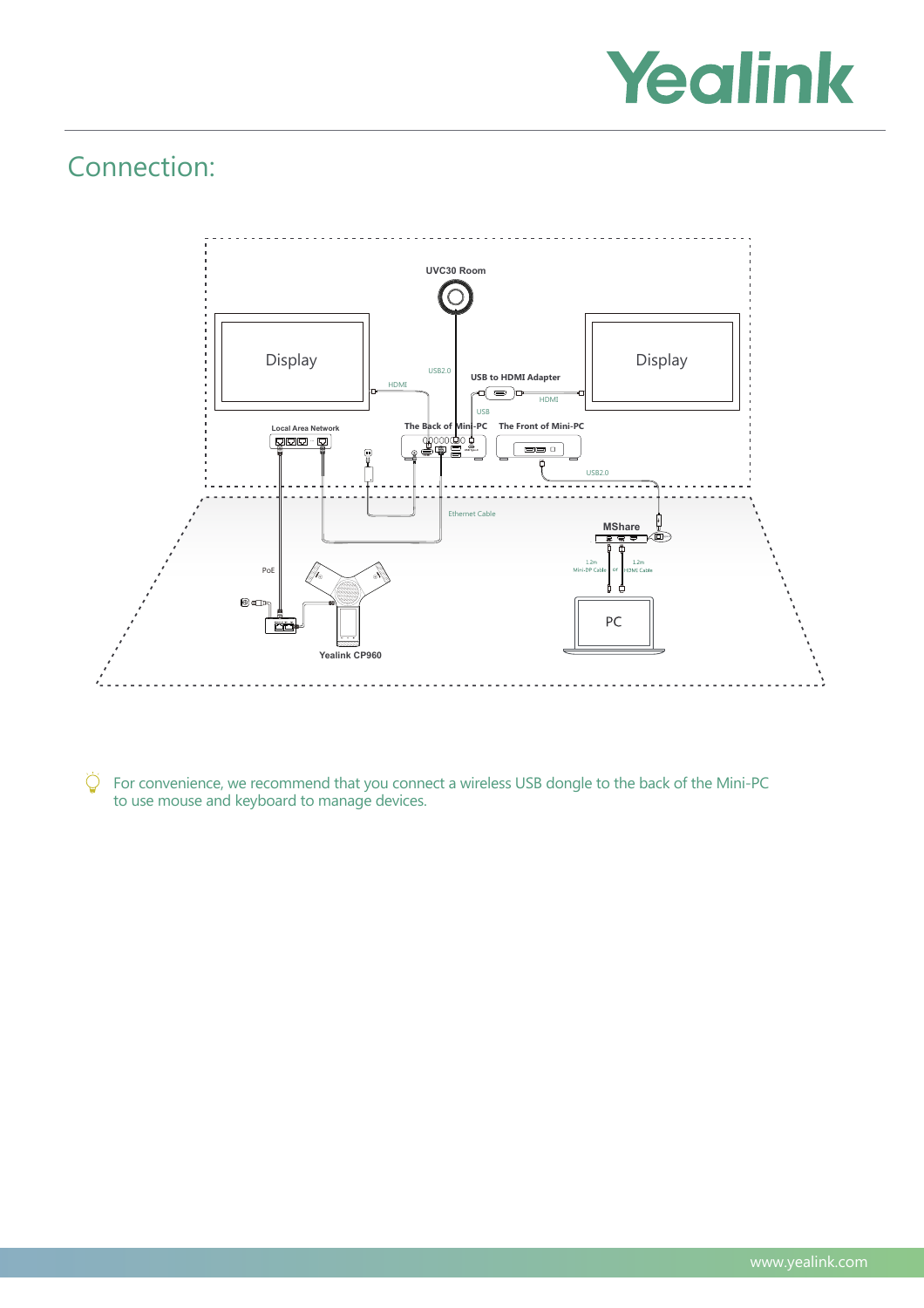# Connection:

For convenience, we recommend that you connect a wireless USB dongle to the back of the Mini-PC to use mouse and keyboard to manage devices.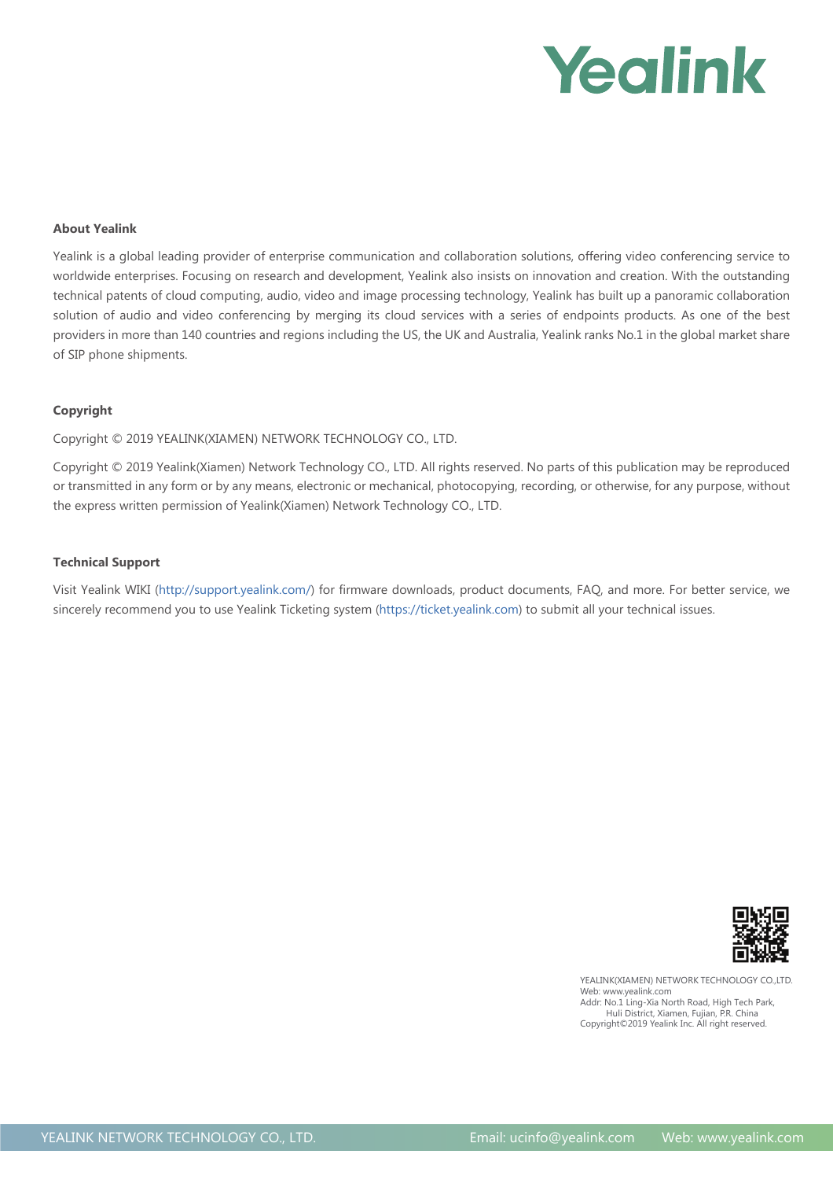## About Yealink

Yealink is a global leading provider of enterprise communication and collaboration solutions, offering video conferencing service to worldwide enterprises. Focusing on research and development, Yealink also insists on innovation and creation. With the outstanding technical patents of cloud computing, audio, video and image processing technology, Yealink has built up a panoramic collaboration solution of audio and video conferencing by merging its cloud services with a series of endpoints products. As one of the best providers in more than 140 countries and regions including the US, the UK and Australia, Yealink ranks No.1 in the global market share of SIP phone shipments.

## Copyright

Copyright © 2019 YEALINK(XIAMEN) NETWORK TECHNOLOGY CO., LTD.

Copyright © 2019 Yealink(Xiamen) Network Technology CO., LTD. All rights reserved. No parts of this publication may be reproduced or transmitted in any form or by any means, electronic or mechanical, photocopying, recording, or otherwise, for any purpose, without the express written permission of Yealink(Xiamen) Network Technology CO., LTD.

## Technical Support

Visit Yealink WIKI (http://support.yealink.com/) for firmware downloads, product documents, FAQ, and more. For better service, we sincerely recommend you to use Yealink Ticketing system (https://ticket.yealink.com) to submit all your technical issues.

YEALINK(XIAMEN) NETWORK TECHNOLOGY CO.,LTD.
Web: www.yealink.com
Addr: No.1 Ling-Xia North Road, High Tech Park, Huli District, Xiamen, Fujian, P.R. China
Copyright©2019 Yealink Inc. All right reserved.